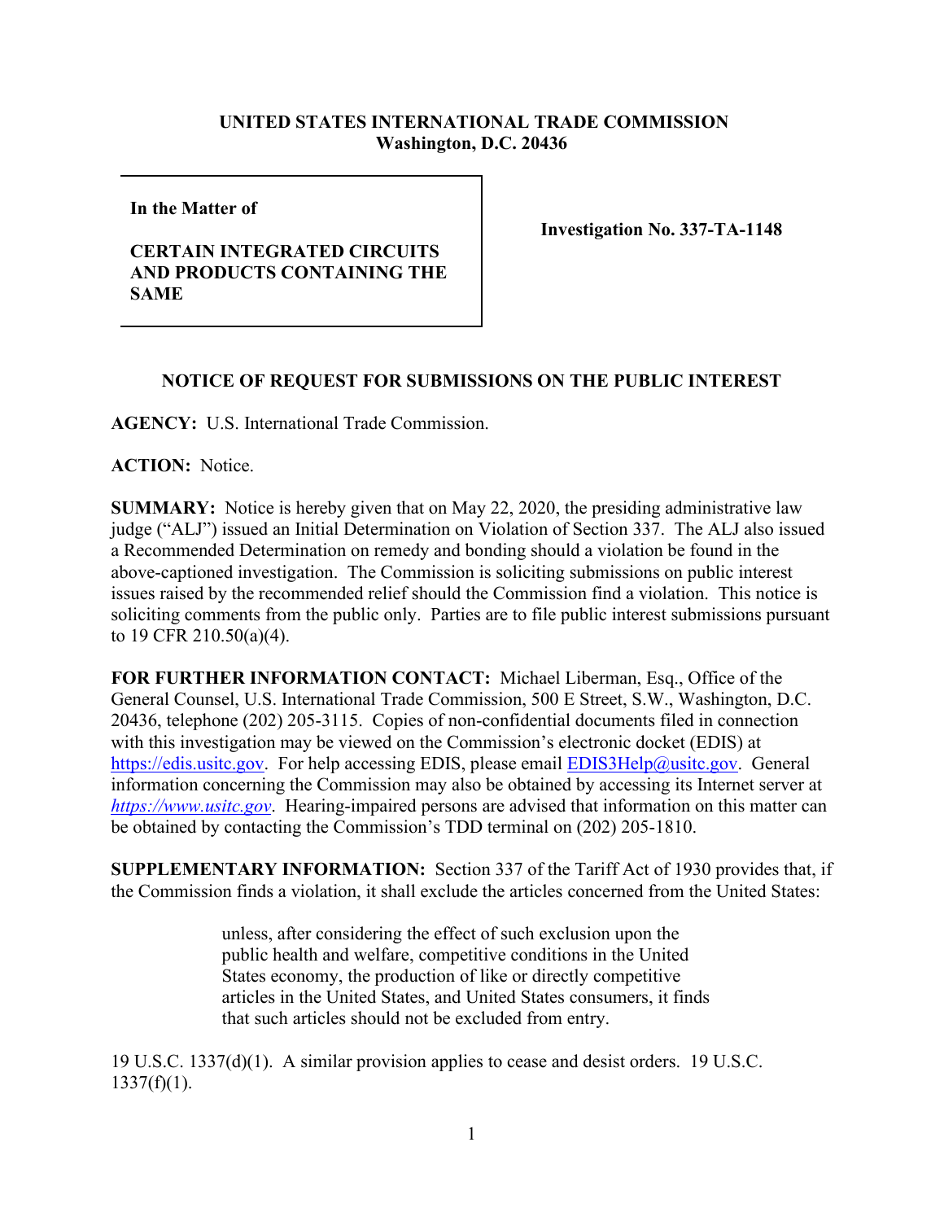**UNITED STATES INTERNATIONAL TRADE COMMISSION**
**Washington, D.C. 20436**

| **In the Matter of** <br><br> **CERTAIN INTEGRATED CIRCUITS AND PRODUCTS CONTAINING THE SAME** | **Investigation No. 337-TA-1148** |
|---|---|

## NOTICE OF REQUEST FOR SUBMISSIONS ON THE PUBLIC INTEREST

**AGENCY:** U.S. International Trade Commission.

**ACTION:** Notice.

**SUMMARY:** Notice is hereby given that on May 22, 2020, the presiding administrative law judge ("ALJ") issued an Initial Determination on Violation of Section 337. The ALJ also issued a Recommended Determination on remedy and bonding should a violation be found in the above-captioned investigation. The Commission is soliciting submissions on public interest issues raised by the recommended relief should the Commission find a violation. This notice is soliciting comments from the public only. Parties are to file public interest submissions pursuant to 19 CFR 210.50(a)(4).

**FOR FURTHER INFORMATION CONTACT:** Michael Liberman, Esq., Office of the General Counsel, U.S. International Trade Commission, 500 E Street, S.W., Washington, D.C. 20436, telephone (202) 205-3115. Copies of non-confidential documents filed in connection with this investigation may be viewed on the Commission's electronic docket (EDIS) at https://edis.usitc.gov. For help accessing EDIS, please email EDIS3Help@usitc.gov. General information concerning the Commission may also be obtained by accessing its Internet server at *https://www.usitc.gov*. Hearing-impaired persons are advised that information on this matter can be obtained by contacting the Commission's TDD terminal on (202) 205-1810.

**SUPPLEMENTARY INFORMATION:** Section 337 of the Tariff Act of 1930 provides that, if the Commission finds a violation, it shall exclude the articles concerned from the United States:

> unless, after considering the effect of such exclusion upon the public health and welfare, competitive conditions in the United States economy, the production of like or directly competitive articles in the United States, and United States consumers, it finds that such articles should not be excluded from entry.

19 U.S.C. 1337(d)(1). A similar provision applies to cease and desist orders. 19 U.S.C. 1337(f)(1).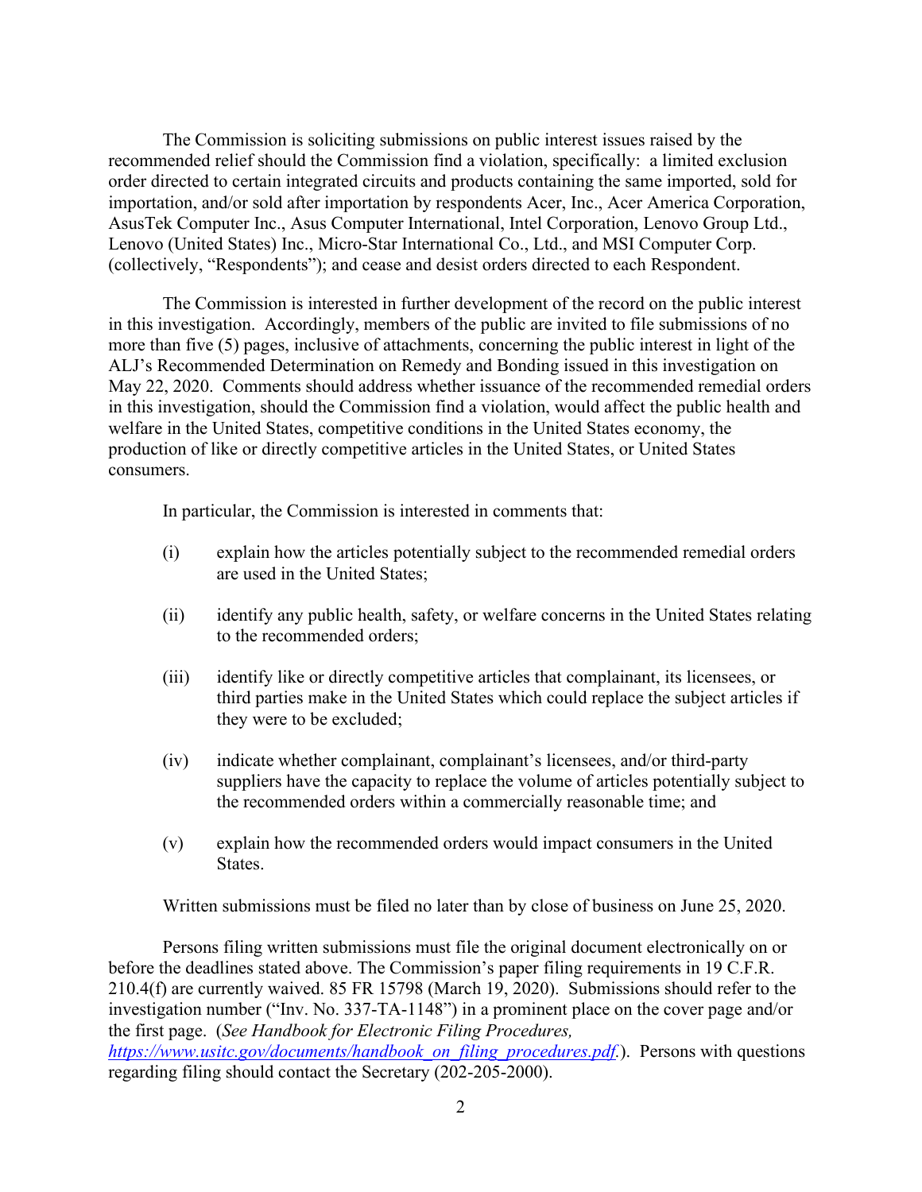The Commission is soliciting submissions on public interest issues raised by the recommended relief should the Commission find a violation, specifically: a limited exclusion order directed to certain integrated circuits and products containing the same imported, sold for importation, and/or sold after importation by respondents Acer, Inc., Acer America Corporation, AsusTek Computer Inc., Asus Computer International, Intel Corporation, Lenovo Group Ltd., Lenovo (United States) Inc., Micro-Star International Co., Ltd., and MSI Computer Corp. (collectively, "Respondents"); and cease and desist orders directed to each Respondent.

The Commission is interested in further development of the record on the public interest in this investigation. Accordingly, members of the public are invited to file submissions of no more than five (5) pages, inclusive of attachments, concerning the public interest in light of the ALJ's Recommended Determination on Remedy and Bonding issued in this investigation on May 22, 2020. Comments should address whether issuance of the recommended remedial orders in this investigation, should the Commission find a violation, would affect the public health and welfare in the United States, competitive conditions in the United States economy, the production of like or directly competitive articles in the United States, or United States consumers.

In particular, the Commission is interested in comments that:

(i) explain how the articles potentially subject to the recommended remedial orders are used in the United States;

(ii) identify any public health, safety, or welfare concerns in the United States relating to the recommended orders;

(iii) identify like or directly competitive articles that complainant, its licensees, or third parties make in the United States which could replace the subject articles if they were to be excluded;

(iv) indicate whether complainant, complainant's licensees, and/or third-party suppliers have the capacity to replace the volume of articles potentially subject to the recommended orders within a commercially reasonable time; and

(v) explain how the recommended orders would impact consumers in the United States.

Written submissions must be filed no later than by close of business on June 25, 2020.

Persons filing written submissions must file the original document electronically on or before the deadlines stated above. The Commission's paper filing requirements in 19 C.F.R. 210.4(f) are currently waived. 85 FR 15798 (March 19, 2020). Submissions should refer to the investigation number ("Inv. No. 337-TA-1148") in a prominent place on the cover page and/or the first page. (*See Handbook for Electronic Filing Procedures, https://www.usitc.gov/documents/handbook_on_filing_procedures.pdf.*). Persons with questions regarding filing should contact the Secretary (202-205-2000).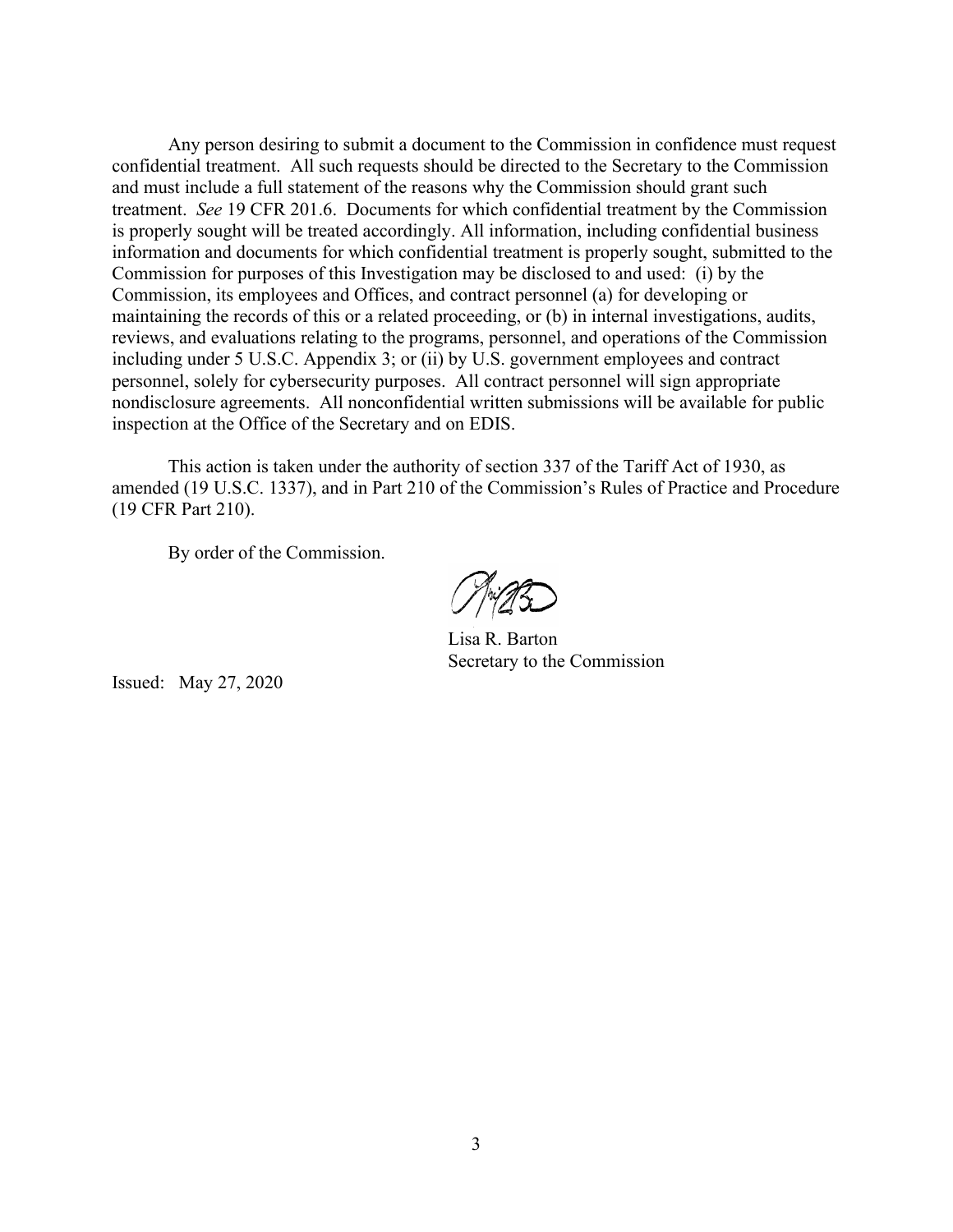Any person desiring to submit a document to the Commission in confidence must request confidential treatment. All such requests should be directed to the Secretary to the Commission and must include a full statement of the reasons why the Commission should grant such treatment. *See* 19 CFR 201.6. Documents for which confidential treatment by the Commission is properly sought will be treated accordingly. All information, including confidential business information and documents for which confidential treatment is properly sought, submitted to the Commission for purposes of this Investigation may be disclosed to and used: (i) by the Commission, its employees and Offices, and contract personnel (a) for developing or maintaining the records of this or a related proceeding, or (b) in internal investigations, audits, reviews, and evaluations relating to the programs, personnel, and operations of the Commission including under 5 U.S.C. Appendix 3; or (ii) by U.S. government employees and contract personnel, solely for cybersecurity purposes. All contract personnel will sign appropriate nondisclosure agreements. All nonconfidential written submissions will be available for public inspection at the Office of the Secretary and on EDIS.

This action is taken under the authority of section 337 of the Tariff Act of 1930, as amended (19 U.S.C. 1337), and in Part 210 of the Commission's Rules of Practice and Procedure (19 CFR Part 210).

By order of the Commission.

Lisa R. Barton
Secretary to the Commission

Issued: May 27, 2020